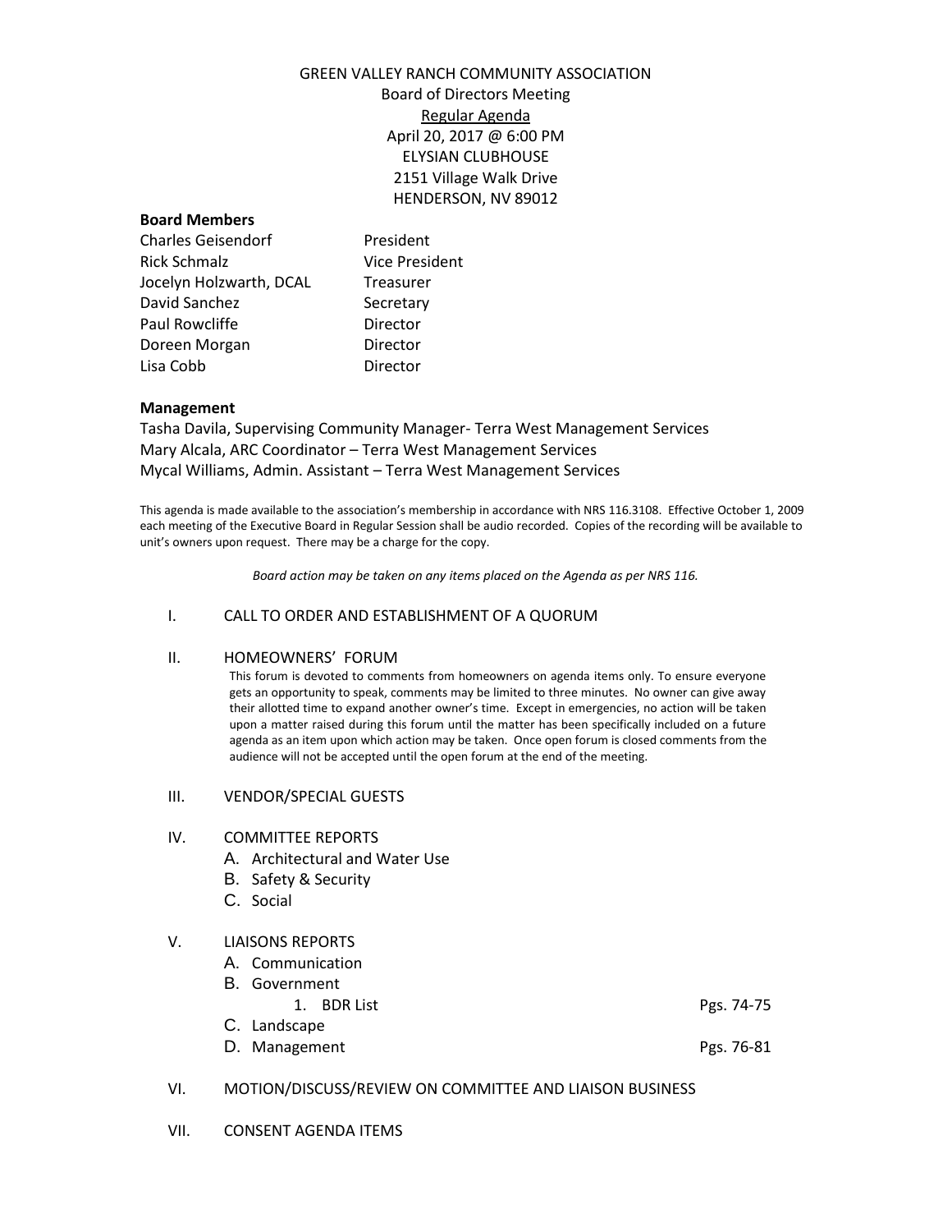# GREEN VALLEY RANCH COMMUNITY ASSOCIATION

Board of Directors Meeting

Regular Agenda

April 20, 2017 @ 6:00 PM

ELYSIAN CLUBHOUSE

2151 Village Walk Drive

HENDERSON, NV 89012

**Board Members**

| Name | Title |
| --- | --- |
| Charles Geisendorf | President |
| Rick Schmalz | Vice President |
| Jocelyn Holzwarth, DCAL | Treasurer |
| David Sanchez | Secretary |
| Paul Rowcliffe | Director |
| Doreen Morgan | Director |
| Lisa Cobb | Director |

**Management**

Tasha Davila, Supervising Community Manager- Terra West Management Services

Mary Alcala, ARC Coordinator – Terra West Management Services

Mycal Williams, Admin. Assistant – Terra West Management Services

This agenda is made available to the association's membership in accordance with NRS 116.3108. Effective October 1, 2009 each meeting of the Executive Board in Regular Session shall be audio recorded. Copies of the recording will be available to unit's owners upon request. There may be a charge for the copy.

*Board action may be taken on any items placed on the Agenda as per NRS 116.*

I. CALL TO ORDER AND ESTABLISHMENT OF A QUORUM

II. HOMEOWNERS' FORUM

This forum is devoted to comments from homeowners on agenda items only. To ensure everyone gets an opportunity to speak, comments may be limited to three minutes. No owner can give away their allotted time to expand another owner's time. Except in emergencies, no action will be taken upon a matter raised during this forum until the matter has been specifically included on a future agenda as an item upon which action may be taken. Once open forum is closed comments from the audience will not be accepted until the open forum at the end of the meeting.

III. VENDOR/SPECIAL GUESTS

IV. COMMITTEE REPORTS
- A. Architectural and Water Use
- B. Safety & Security
- C. Social

V. LIAISONS REPORTS
- A. Communication
- B. Government
  1. BDR List — Pgs. 74-75
- C. Landscape
- D. Management — Pgs. 76-81

VI. MOTION/DISCUSS/REVIEW ON COMMITTEE AND LIAISON BUSINESS

VII. CONSENT AGENDA ITEMS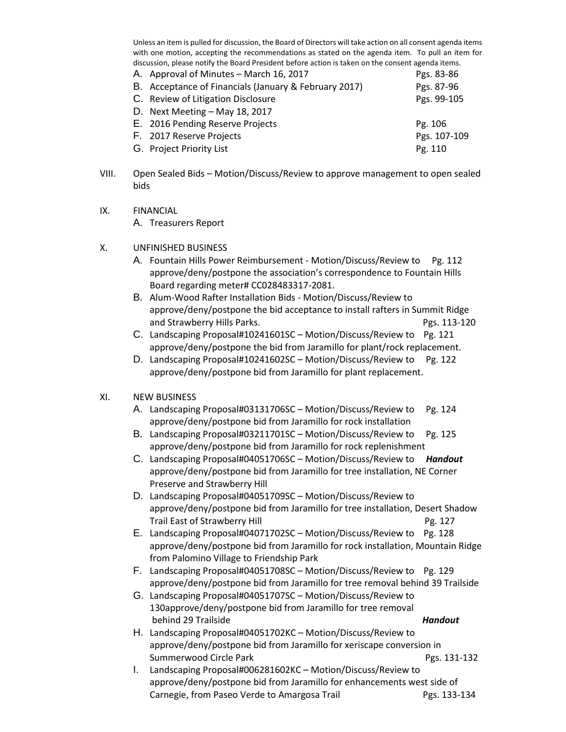Unless an item is pulled for discussion, the Board of Directors will take action on all consent agenda items with one motion, accepting the recommendations as stated on the agenda item. To pull an item for discussion, please notify the Board President before action is taken on the consent agenda items.

A. Approval of Minutes – March 16, 2017 Pgs. 83-86
B. Acceptance of Financials (January & February 2017) Pgs. 87-96
C. Review of Litigation Disclosure Pgs. 99-105
D. Next Meeting – May 18, 2017
E. 2016 Pending Reserve Projects Pg. 106
F. 2017 Reserve Projects Pgs. 107-109
G. Project Priority List Pg. 110

VIII. Open Sealed Bids – Motion/Discuss/Review to approve management to open sealed bids

IX. FINANCIAL

A. Treasurers Report

X. UNFINISHED BUSINESS

A. Fountain Hills Power Reimbursement - Motion/Discuss/Review to approve/deny/postpone the association's correspondence to Fountain Hills Board regarding meter# CC028483317-2081. Pg. 112
B. Alum-Wood Rafter Installation Bids - Motion/Discuss/Review to approve/deny/postpone the bid acceptance to install rafters in Summit Ridge and Strawberry Hills Parks. Pgs. 113-120
C. Landscaping Proposal#10241601SC – Motion/Discuss/Review to approve/deny/postpone the bid from Jaramillo for plant/rock replacement. Pg. 121
D. Landscaping Proposal#10241602SC – Motion/Discuss/Review to approve/deny/postpone bid from Jaramillo for plant replacement. Pg. 122

XI. NEW BUSINESS

A. Landscaping Proposal#03131706SC – Motion/Discuss/Review to approve/deny/postpone bid from Jaramillo for rock installation Pg. 124
B. Landscaping Proposal#03211701SC – Motion/Discuss/Review to approve/deny/postpone bid from Jaramillo for rock replenishment Pg. 125
C. Landscaping Proposal#04051706SC – Motion/Discuss/Review to approve/deny/postpone bid from Jaramillo for tree installation, NE Corner Preserve and Strawberry Hill ***Handout***
D. Landscaping Proposal#04051709SC – Motion/Discuss/Review to approve/deny/postpone bid from Jaramillo for tree installation, Desert Shadow Trail East of Strawberry Hill Pg. 127
E. Landscaping Proposal#04071702SC – Motion/Discuss/Review to approve/deny/postpone bid from Jaramillo for rock installation, Mountain Ridge from Palomino Village to Friendship Park Pg. 128
F. Landscaping Proposal#04051708SC – Motion/Discuss/Review to approve/deny/postpone bid from Jaramillo for tree removal behind 39 Trailside Pg. 129
G. Landscaping Proposal#04051707SC – Motion/Discuss/Review to 130approve/deny/postpone bid from Jaramillo for tree removal behind 29 Trailside ***Handout***
H. Landscaping Proposal#04051702KC – Motion/Discuss/Review to approve/deny/postpone bid from Jaramillo for xeriscape conversion in Summerwood Circle Park Pgs. 131-132
I. Landscaping Proposal#006281602KC – Motion/Discuss/Review to approve/deny/postpone bid from Jaramillo for enhancements west side of Carnegie, from Paseo Verde to Amargosa Trail Pgs. 133-134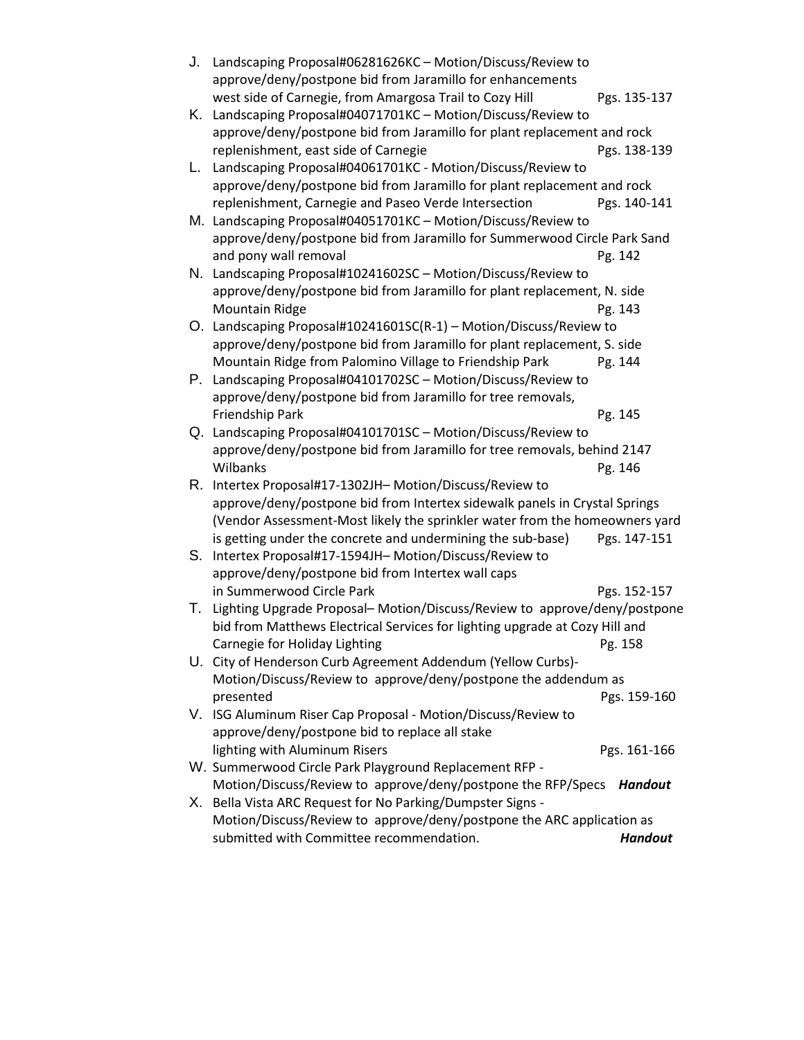J. Landscaping Proposal#06281626KC – Motion/Discuss/Review to approve/deny/postpone bid from Jaramillo for enhancements west side of Carnegie, from Amargosa Trail to Cozy Hill Pgs. 135-137

K. Landscaping Proposal#04071701KC – Motion/Discuss/Review to approve/deny/postpone bid from Jaramillo for plant replacement and rock replenishment, east side of Carnegie Pgs. 138-139

L. Landscaping Proposal#04061701KC - Motion/Discuss/Review to approve/deny/postpone bid from Jaramillo for plant replacement and rock replenishment, Carnegie and Paseo Verde Intersection Pgs. 140-141

M. Landscaping Proposal#04051701KC – Motion/Discuss/Review to approve/deny/postpone bid from Jaramillo for Summerwood Circle Park Sand and pony wall removal Pg. 142

N. Landscaping Proposal#10241602SC – Motion/Discuss/Review to approve/deny/postpone bid from Jaramillo for plant replacement, N. side Mountain Ridge Pg. 143

O. Landscaping Proposal#10241601SC(R-1) – Motion/Discuss/Review to approve/deny/postpone bid from Jaramillo for plant replacement, S. side Mountain Ridge from Palomino Village to Friendship Park Pg. 144

P. Landscaping Proposal#04101702SC – Motion/Discuss/Review to approve/deny/postpone bid from Jaramillo for tree removals, Friendship Park Pg. 145

Q. Landscaping Proposal#04101701SC – Motion/Discuss/Review to approve/deny/postpone bid from Jaramillo for tree removals, behind 2147 Wilbanks Pg. 146

R. Intertex Proposal#17-1302JH– Motion/Discuss/Review to approve/deny/postpone bid from Intertex sidewalk panels in Crystal Springs (Vendor Assessment-Most likely the sprinkler water from the homeowners yard is getting under the concrete and undermining the sub-base) Pgs. 147-151

S. Intertex Proposal#17-1594JH– Motion/Discuss/Review to approve/deny/postpone bid from Intertex wall caps in Summerwood Circle Park Pgs. 152-157

T. Lighting Upgrade Proposal– Motion/Discuss/Review to approve/deny/postpone bid from Matthews Electrical Services for lighting upgrade at Cozy Hill and Carnegie for Holiday Lighting Pg. 158

U. City of Henderson Curb Agreement Addendum (Yellow Curbs)- Motion/Discuss/Review to approve/deny/postpone the addendum as presented Pgs. 159-160

V. ISG Aluminum Riser Cap Proposal - Motion/Discuss/Review to approve/deny/postpone bid to replace all stake lighting with Aluminum Risers Pgs. 161-166

W. Summerwood Circle Park Playground Replacement RFP - Motion/Discuss/Review to approve/deny/postpone the RFP/Specs ***Handout***

X. Bella Vista ARC Request for No Parking/Dumpster Signs - Motion/Discuss/Review to approve/deny/postpone the ARC application as submitted with Committee recommendation. ***Handout***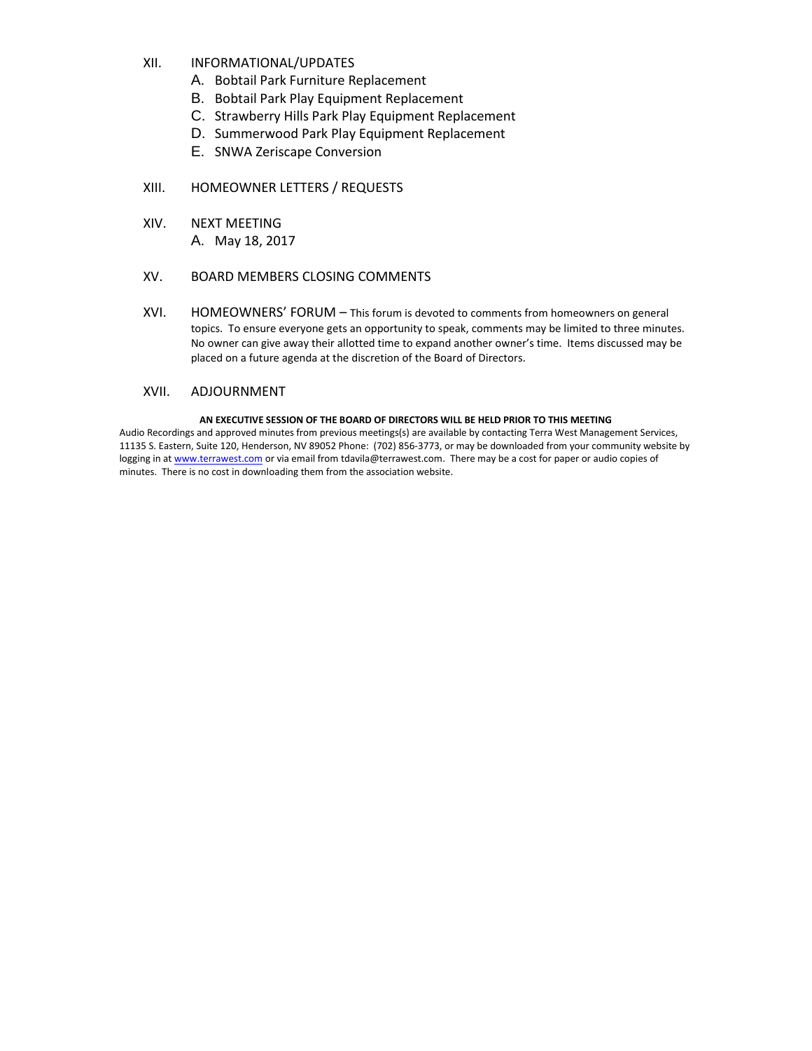XII. INFORMATIONAL/UPDATES

A. Bobtail Park Furniture Replacement

B. Bobtail Park Play Equipment Replacement

C. Strawberry Hills Park Play Equipment Replacement

D. Summerwood Park Play Equipment Replacement

E. SNWA Zeriscape Conversion

XIII. HOMEOWNER LETTERS / REQUESTS

XIV. NEXT MEETING

A. May 18, 2017

XV. BOARD MEMBERS CLOSING COMMENTS

XVI. HOMEOWNERS' FORUM – This forum is devoted to comments from homeowners on general topics. To ensure everyone gets an opportunity to speak, comments may be limited to three minutes. No owner can give away their allotted time to expand another owner's time. Items discussed may be placed on a future agenda at the discretion of the Board of Directors.

XVII. ADJOURNMENT

**AN EXECUTIVE SESSION OF THE BOARD OF DIRECTORS WILL BE HELD PRIOR TO THIS MEETING**

Audio Recordings and approved minutes from previous meetings(s) are available by contacting Terra West Management Services, 11135 S. Eastern, Suite 120, Henderson, NV 89052 Phone: (702) 856-3773, or may be downloaded from your community website by logging in at www.terrawest.com or via email from tdavila@terrawest.com. There may be a cost for paper or audio copies of minutes. There is no cost in downloading them from the association website.